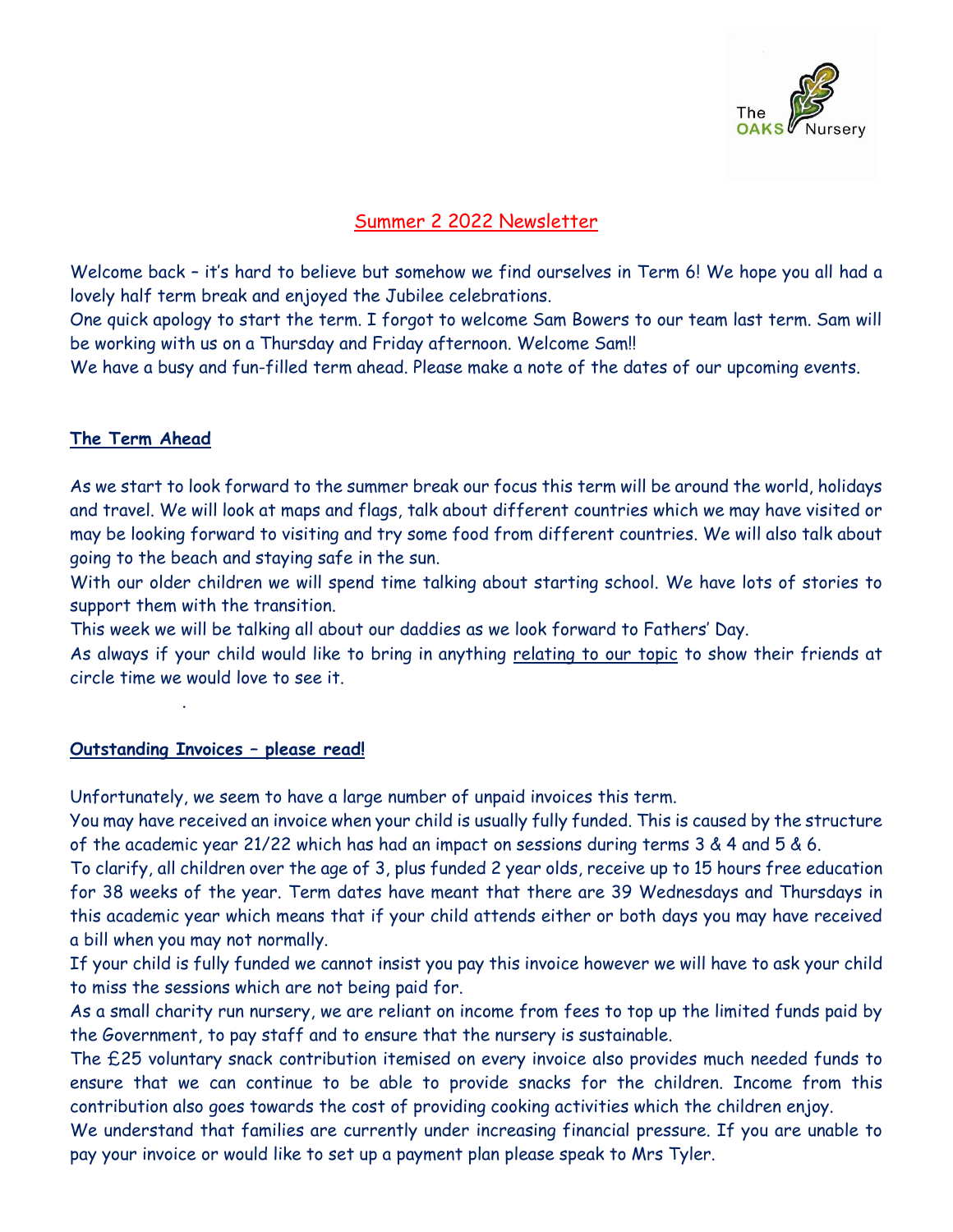The OAKS Nursery

# Summer 2 2022 Newsletter

Welcome back – it's hard to believe but somehow we find ourselves in Term 6! We hope you all had a lovely half term break and enjoyed the Jubilee celebrations.

One quick apology to start the term. I forgot to welcome Sam Bowers to our team last term. Sam will be working with us on a Thursday and Friday afternoon. Welcome Sam!!

We have a busy and fun-filled term ahead. Please make a note of the dates of our upcoming events.

## The Term Ahead

As we start to look forward to the summer break our focus this term will be around the world, holidays and travel. We will look at maps and flags, talk about different countries which we may have visited or may be looking forward to visiting and try some food from different countries. We will also talk about going to the beach and staying safe in the sun.

With our older children we will spend time talking about starting school. We have lots of stories to support them with the transition.

This week we will be talking all about our daddies as we look forward to Fathers' Day.

As always if your child would like to bring in anything relating to our topic to show their friends at circle time we would love to see it.

## Outstanding Invoices – please read!

Unfortunately, we seem to have a large number of unpaid invoices this term.

You may have received an invoice when your child is usually fully funded. This is caused by the structure of the academic year 21/22 which has had an impact on sessions during terms 3 & 4 and 5 & 6.

To clarify, all children over the age of 3, plus funded 2 year olds, receive up to 15 hours free education for 38 weeks of the year. Term dates have meant that there are 39 Wednesdays and Thursdays in this academic year which means that if your child attends either or both days you may have received a bill when you may not normally.

If your child is fully funded we cannot insist you pay this invoice however we will have to ask your child to miss the sessions which are not being paid for.

As a small charity run nursery, we are reliant on income from fees to top up the limited funds paid by the Government, to pay staff and to ensure that the nursery is sustainable.

The £25 voluntary snack contribution itemised on every invoice also provides much needed funds to ensure that we can continue to be able to provide snacks for the children. Income from this contribution also goes towards the cost of providing cooking activities which the children enjoy.

We understand that families are currently under increasing financial pressure. If you are unable to pay your invoice or would like to set up a payment plan please speak to Mrs Tyler.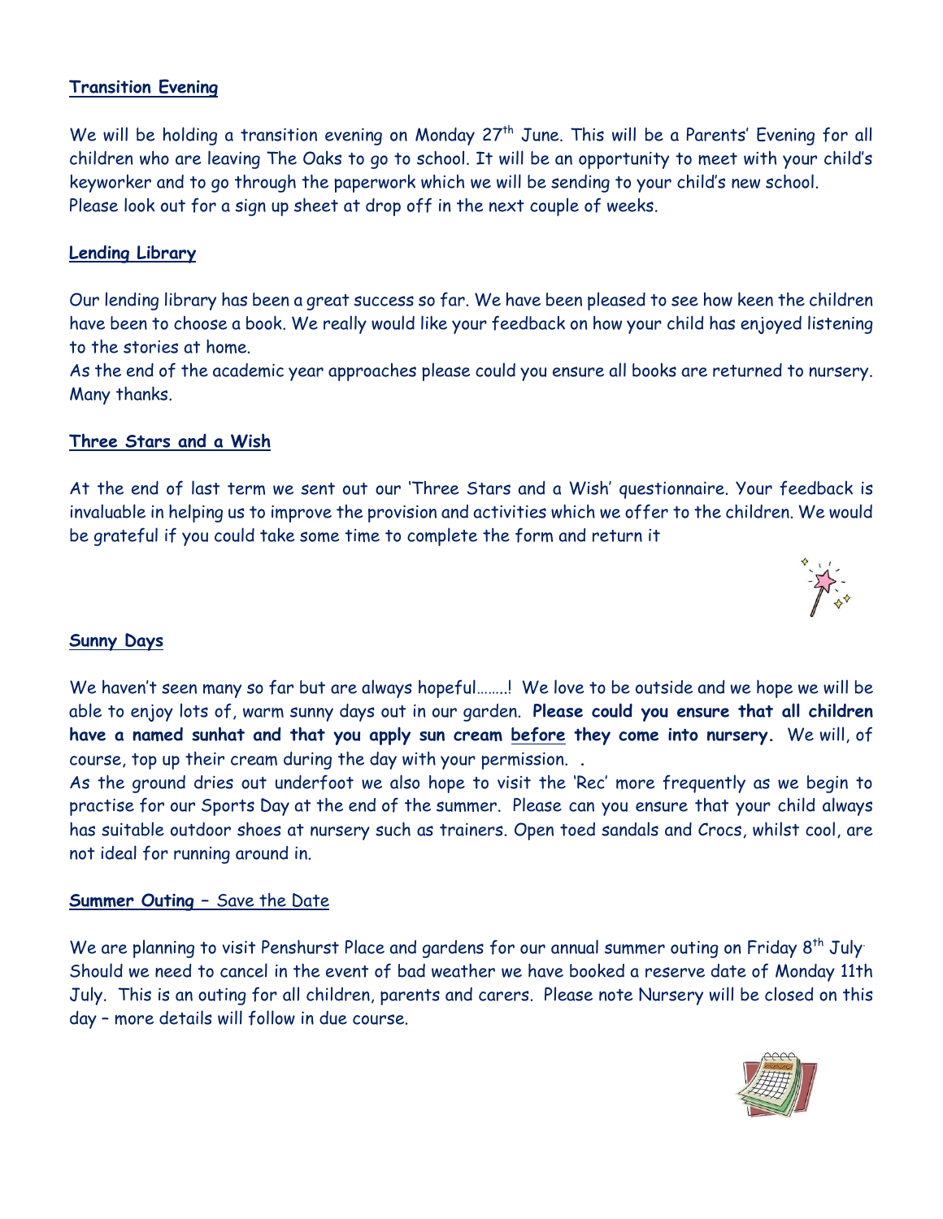## Transition Evening

We will be holding a transition evening on Monday 27th June. This will be a Parents' Evening for all children who are leaving The Oaks to go to school. It will be an opportunity to meet with your child's keyworker and to go through the paperwork which we will be sending to your child's new school.
Please look out for a sign up sheet at drop off in the next couple of weeks.

## Lending Library

Our lending library has been a great success so far. We have been pleased to see how keen the children have been to choose a book. We really would like your feedback on how your child has enjoyed listening to the stories at home.
As the end of the academic year approaches please could you ensure all books are returned to nursery. Many thanks.

## Three Stars and a Wish

At the end of last term we sent out our 'Three Stars and a Wish' questionnaire. Your feedback is invaluable in helping us to improve the provision and activities which we offer to the children. We would be grateful if you could take some time to complete the form and return it

## Sunny Days

We haven't seen many so far but are always hopeful……..! We love to be outside and we hope we will be able to enjoy lots of, warm sunny days out in our garden. **Please could you ensure that all children have a named sunhat and that you apply sun cream before they come into nursery.** We will, of course, top up their cream during the day with your permission. **.**
As the ground dries out underfoot we also hope to visit the 'Rec' more frequently as we begin to practise for our Sports Day at the end of the summer. Please can you ensure that your child always has suitable outdoor shoes at nursery such as trainers. Open toed sandals and Crocs, whilst cool, are not ideal for running around in.

## Summer Outing – Save the Date

We are planning to visit Penshurst Place and gardens for our annual summer outing on Friday 8th July. Should we need to cancel in the event of bad weather we have booked a reserve date of Monday 11th July. This is an outing for all children, parents and carers. Please note Nursery will be closed on this day – more details will follow in due course.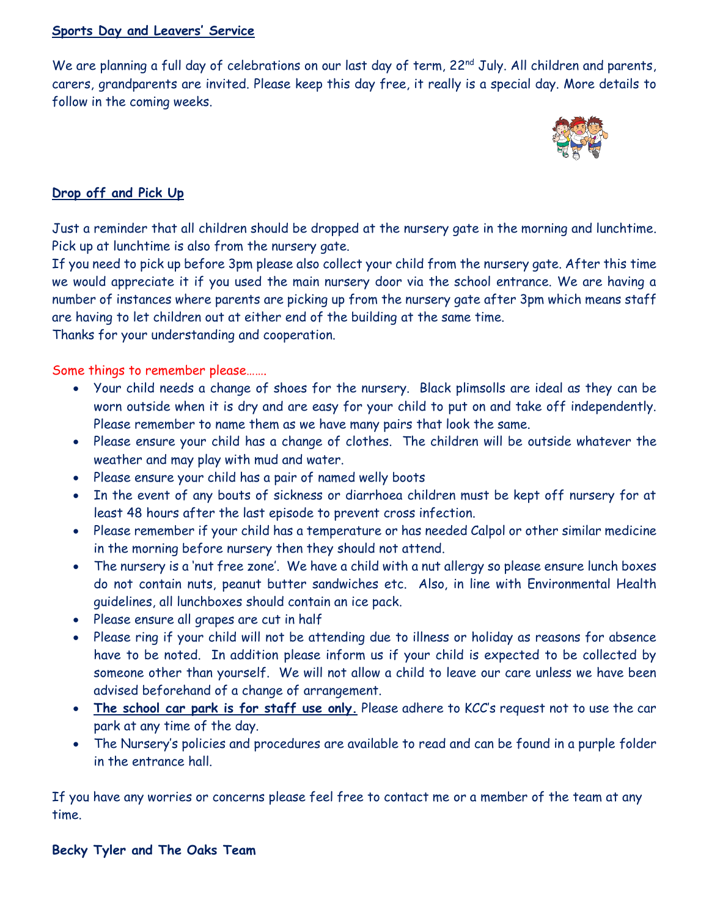## Sports Day and Leavers' Service

We are planning a full day of celebrations on our last day of term, 22nd July. All children and parents, carers, grandparents are invited. Please keep this day free, it really is a special day. More details to follow in the coming weeks.

## Drop off and Pick Up

Just a reminder that all children should be dropped at the nursery gate in the morning and lunchtime. Pick up at lunchtime is also from the nursery gate.

If you need to pick up before 3pm please also collect your child from the nursery gate. After this time we would appreciate it if you used the main nursery door via the school entrance. We are having a number of instances where parents are picking up from the nursery gate after 3pm which means staff are having to let children out at either end of the building at the same time.

Thanks for your understanding and cooperation.

Some things to remember please…….

- Your child needs a change of shoes for the nursery. Black plimsolls are ideal as they can be worn outside when it is dry and are easy for your child to put on and take off independently. Please remember to name them as we have many pairs that look the same.
- Please ensure your child has a change of clothes. The children will be outside whatever the weather and may play with mud and water.
- Please ensure your child has a pair of named welly boots
- In the event of any bouts of sickness or diarrhoea children must be kept off nursery for at least 48 hours after the last episode to prevent cross infection.
- Please remember if your child has a temperature or has needed Calpol or other similar medicine in the morning before nursery then they should not attend.
- The nursery is a 'nut free zone'. We have a child with a nut allergy so please ensure lunch boxes do not contain nuts, peanut butter sandwiches etc. Also, in line with Environmental Health guidelines, all lunchboxes should contain an ice pack.
- Please ensure all grapes are cut in half
- Please ring if your child will not be attending due to illness or holiday as reasons for absence have to be noted. In addition please inform us if your child is expected to be collected by someone other than yourself. We will not allow a child to leave our care unless we have been advised beforehand of a change of arrangement.
- **The school car park is for staff use only.** Please adhere to KCC's request not to use the car park at any time of the day.
- The Nursery's policies and procedures are available to read and can be found in a purple folder in the entrance hall.

If you have any worries or concerns please feel free to contact me or a member of the team at any time.

**Becky Tyler and The Oaks Team**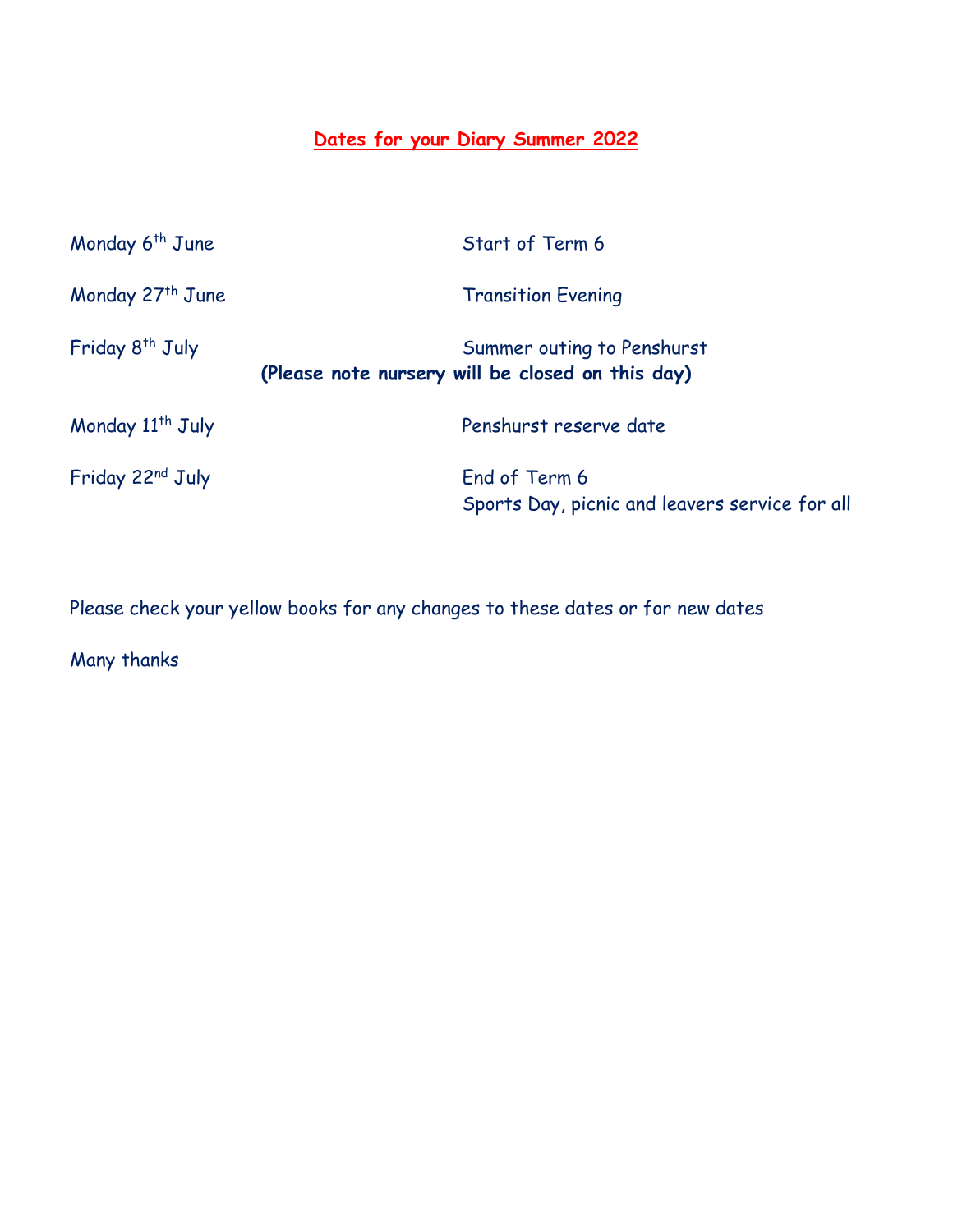**Dates for your Diary Summer 2022**

| | |
|---|---|
| Monday 6th June | Start of Term 6 |
| Monday 27th June | Transition Evening |
| Friday 8th July | Summer outing to Penshurst |

**(Please note nursery will be closed on this day)**

| | |
|---|---|
| Monday 11th July | Penshurst reserve date |
| Friday 22nd July | End of Term 6<br>Sports Day, picnic and leavers service for all |

Please check your yellow books for any changes to these dates or for new dates

Many thanks